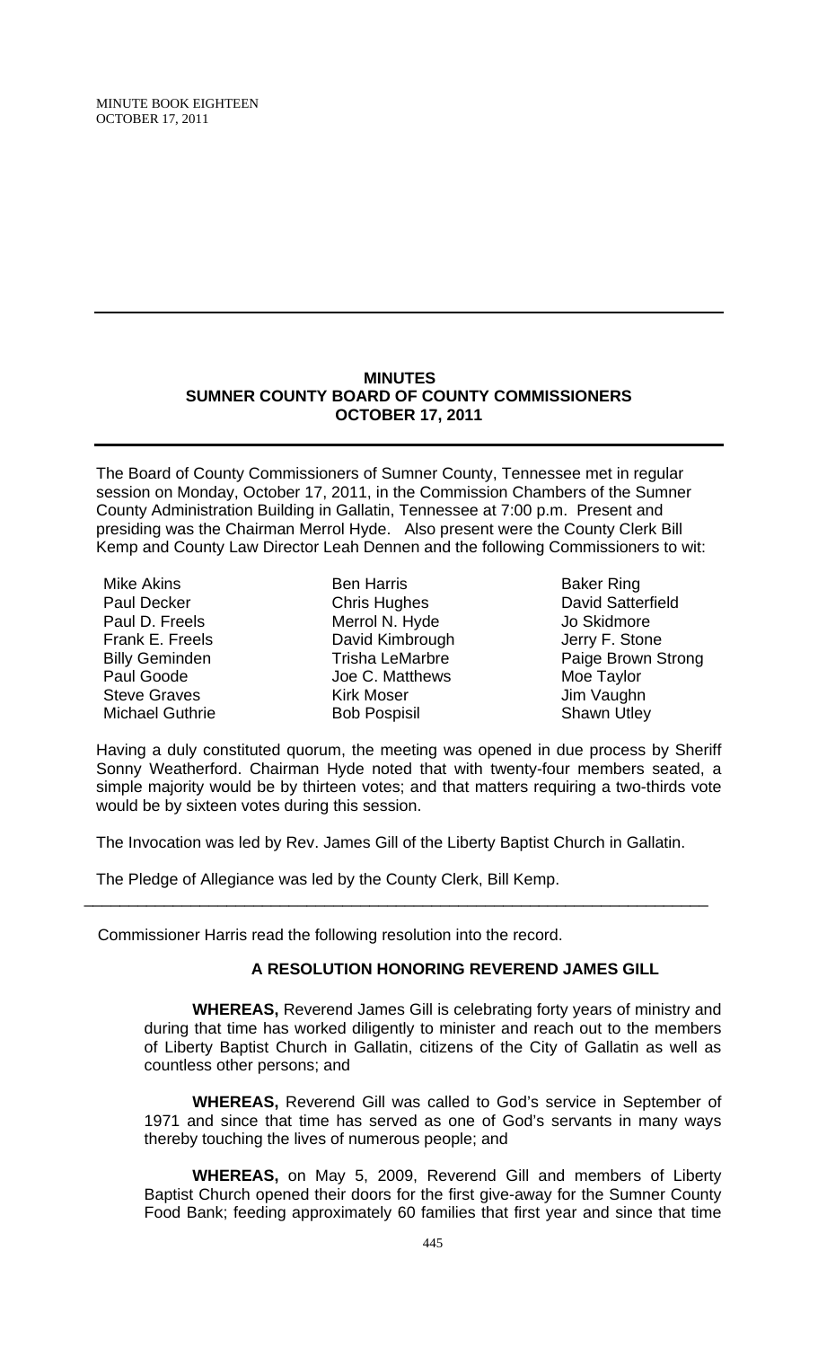## MINUTES
## SUMNER COUNTY BOARD OF COUNTY COMMISSIONERS
## OCTOBER 17, 2011

The Board of County Commissioners of Sumner County, Tennessee met in regular session on Monday, October 17, 2011, in the Commission Chambers of the Sumner County Administration Building in Gallatin, Tennessee at 7:00 p.m. Present and presiding was the Chairman Merrol Hyde. Also present were the County Clerk Bill Kemp and County Law Director Leah Dennen and the following Commissioners to wit:

| | | |
|---|---|---|
| Mike Akins | Ben Harris | Baker Ring |
| Paul Decker | Chris Hughes | David Satterfield |
| Paul D. Freels | Merrol N. Hyde | Jo Skidmore |
| Frank E. Freels | David Kimbrough | Jerry F. Stone |
| Billy Geminden | Trisha LeMarbre | Paige Brown Strong |
| Paul Goode | Joe C. Matthews | Moe Taylor |
| Steve Graves | Kirk Moser | Jim Vaughn |
| Michael Guthrie | Bob Pospisil | Shawn Utley |

Having a duly constituted quorum, the meeting was opened in due process by Sheriff Sonny Weatherford. Chairman Hyde noted that with twenty-four members seated, a simple majority would be by thirteen votes; and that matters requiring a two-thirds vote would be by sixteen votes during this session.

The Invocation was led by Rev. James Gill of the Liberty Baptist Church in Gallatin.

The Pledge of Allegiance was led by the County Clerk, Bill Kemp.

---

Commissioner Harris read the following resolution into the record.

### A RESOLUTION HONORING REVEREND JAMES GILL

**WHEREAS,** Reverend James Gill is celebrating forty years of ministry and during that time has worked diligently to minister and reach out to the members of Liberty Baptist Church in Gallatin, citizens of the City of Gallatin as well as countless other persons; and

**WHEREAS,** Reverend Gill was called to God's service in September of 1971 and since that time has served as one of God's servants in many ways thereby touching the lives of numerous people; and

**WHEREAS,** on May 5, 2009, Reverend Gill and members of Liberty Baptist Church opened their doors for the first give-away for the Sumner County Food Bank; feeding approximately 60 families that first year and since that time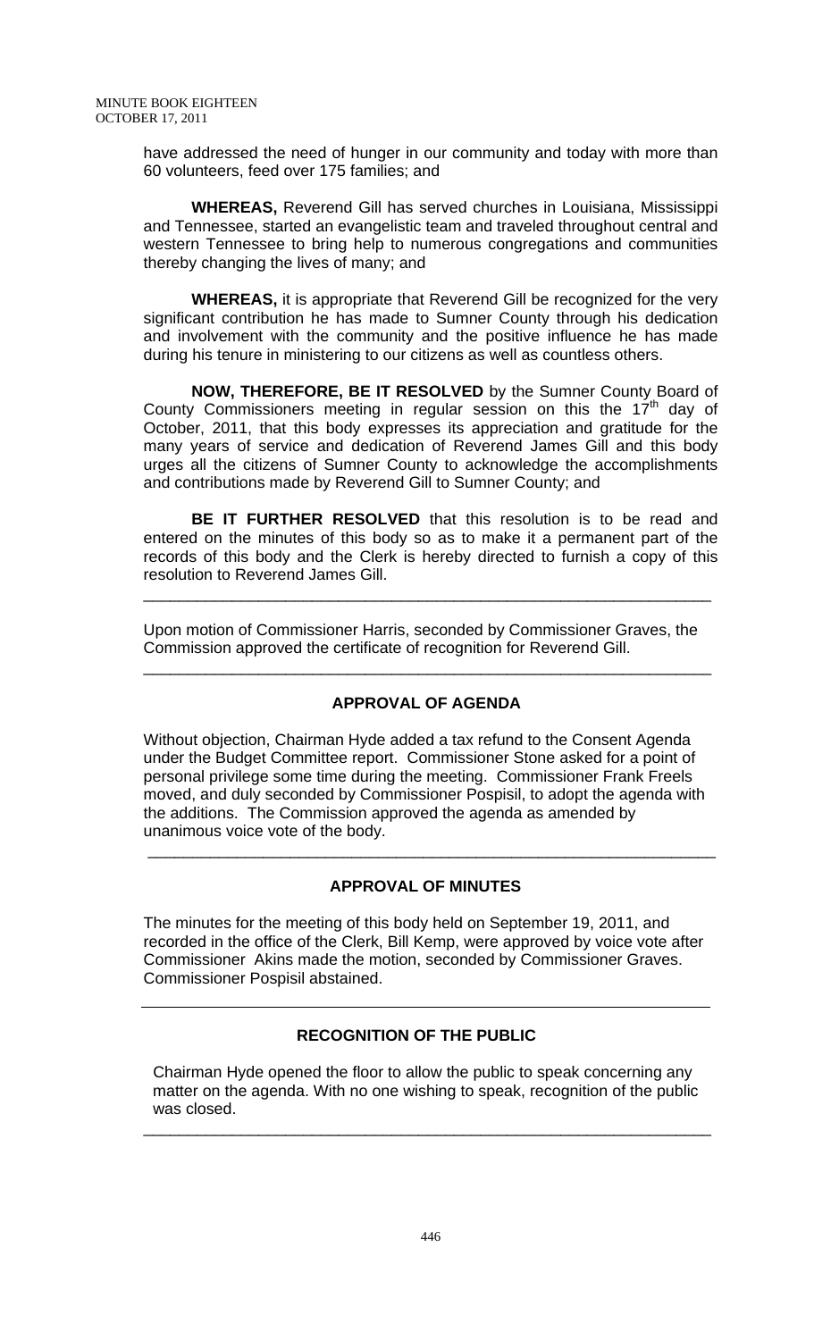have addressed the need of hunger in our community and today with more than 60 volunteers, feed over 175 families; and

**WHEREAS,** Reverend Gill has served churches in Louisiana, Mississippi and Tennessee, started an evangelistic team and traveled throughout central and western Tennessee to bring help to numerous congregations and communities thereby changing the lives of many; and

**WHEREAS,** it is appropriate that Reverend Gill be recognized for the very significant contribution he has made to Sumner County through his dedication and involvement with the community and the positive influence he has made during his tenure in ministering to our citizens as well as countless others.

**NOW, THEREFORE, BE IT RESOLVED** by the Sumner County Board of County Commissioners meeting in regular session on this the 17th day of October, 2011, that this body expresses its appreciation and gratitude for the many years of service and dedication of Reverend James Gill and this body urges all the citizens of Sumner County to acknowledge the accomplishments and contributions made by Reverend Gill to Sumner County; and

**BE IT FURTHER RESOLVED** that this resolution is to be read and entered on the minutes of this body so as to make it a permanent part of the records of this body and the Clerk is hereby directed to furnish a copy of this resolution to Reverend James Gill.

---

Upon motion of Commissioner Harris, seconded by Commissioner Graves, the Commission approved the certificate of recognition for Reverend Gill.

---

## APPROVAL OF AGENDA

Without objection, Chairman Hyde added a tax refund to the Consent Agenda under the Budget Committee report. Commissioner Stone asked for a point of personal privilege some time during the meeting. Commissioner Frank Freels moved, and duly seconded by Commissioner Pospisil, to adopt the agenda with the additions. The Commission approved the agenda as amended by unanimous voice vote of the body.

---

## APPROVAL OF MINUTES

The minutes for the meeting of this body held on September 19, 2011, and recorded in the office of the Clerk, Bill Kemp, were approved by voice vote after Commissioner Akins made the motion, seconded by Commissioner Graves. Commissioner Pospisil abstained.

---

## RECOGNITION OF THE PUBLIC

Chairman Hyde opened the floor to allow the public to speak concerning any matter on the agenda. With no one wishing to speak, recognition of the public was closed.

---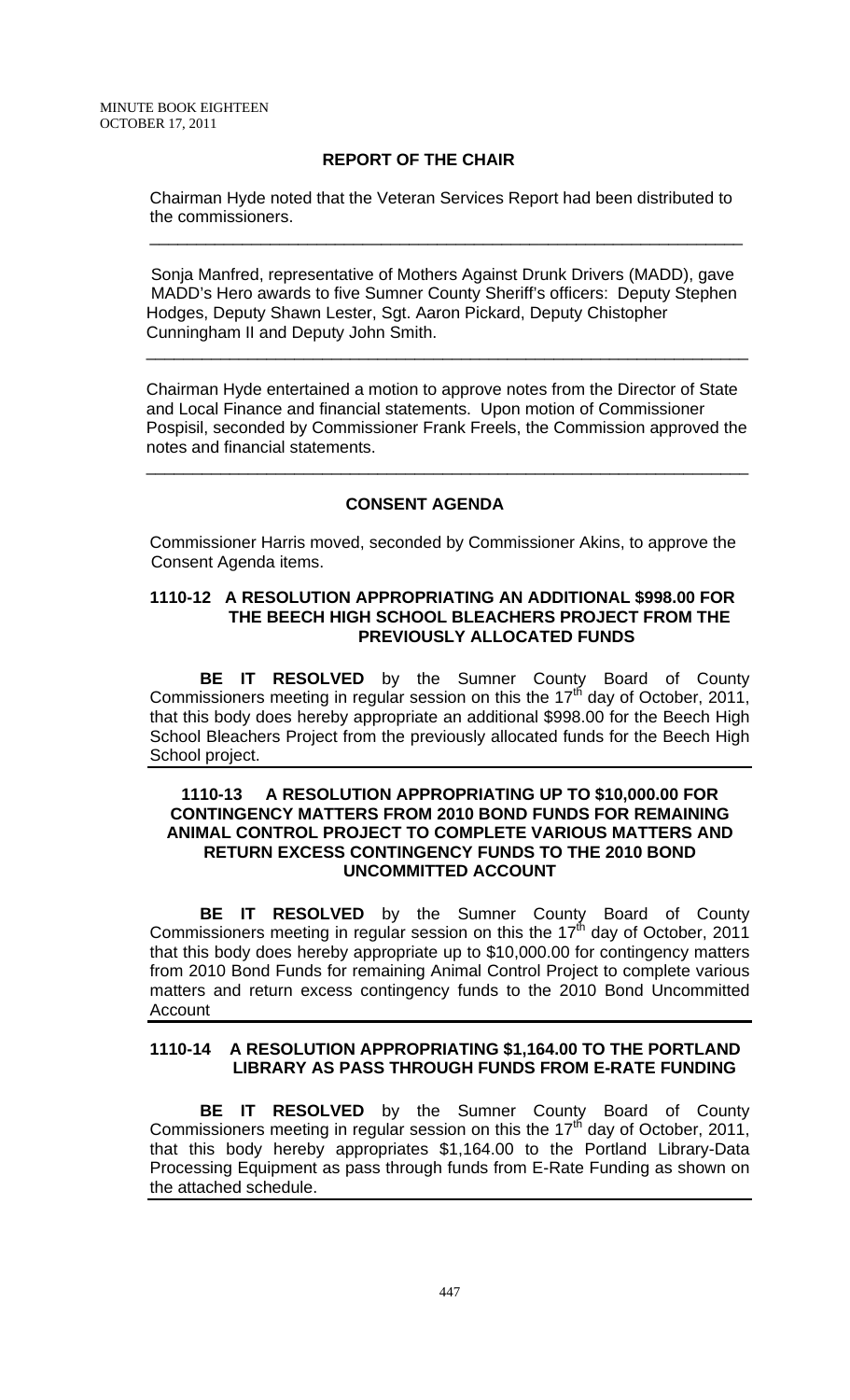## REPORT OF THE CHAIR

Chairman Hyde noted that the Veteran Services Report had been distributed to the commissioners.

---

Sonja Manfred, representative of Mothers Against Drunk Drivers (MADD), gave MADD's Hero awards to five Sumner County Sheriff's officers: Deputy Stephen Hodges, Deputy Shawn Lester, Sgt. Aaron Pickard, Deputy Chistopher Cunningham II and Deputy John Smith.

---

Chairman Hyde entertained a motion to approve notes from the Director of State and Local Finance and financial statements. Upon motion of Commissioner Pospisil, seconded by Commissioner Frank Freels, the Commission approved the notes and financial statements.

---

## CONSENT AGENDA

Commissioner Harris moved, seconded by Commissioner Akins, to approve the Consent Agenda items.

### 1110-12 A RESOLUTION APPROPRIATING AN ADDITIONAL $998.00 FOR THE BEECH HIGH SCHOOL BLEACHERS PROJECT FROM THE PREVIOUSLY ALLOCATED FUNDS

**BE IT RESOLVED** by the Sumner County Board of County Commissioners meeting in regular session on this the 17th day of October, 2011, that this body does hereby appropriate an additional $998.00 for the Beech High School Bleachers Project from the previously allocated funds for the Beech High School project.

### 1110-13 A RESOLUTION APPROPRIATING UP TO $10,000.00 FOR CONTINGENCY MATTERS FROM 2010 BOND FUNDS FOR REMAINING ANIMAL CONTROL PROJECT TO COMPLETE VARIOUS MATTERS AND RETURN EXCESS CONTINGENCY FUNDS TO THE 2010 BOND UNCOMMITTED ACCOUNT

**BE IT RESOLVED** by the Sumner County Board of County Commissioners meeting in regular session on this the 17th day of October, 2011 that this body does hereby appropriate up to $10,000.00 for contingency matters from 2010 Bond Funds for remaining Animal Control Project to complete various matters and return excess contingency funds to the 2010 Bond Uncommitted Account

### 1110-14 A RESOLUTION APPROPRIATING $1,164.00 TO THE PORTLAND LIBRARY AS PASS THROUGH FUNDS FROM E-RATE FUNDING

**BE IT RESOLVED** by the Sumner County Board of County Commissioners meeting in regular session on this the 17th day of October, 2011, that this body hereby appropriates $1,164.00 to the Portland Library-Data Processing Equipment as pass through funds from E-Rate Funding as shown on the attached schedule.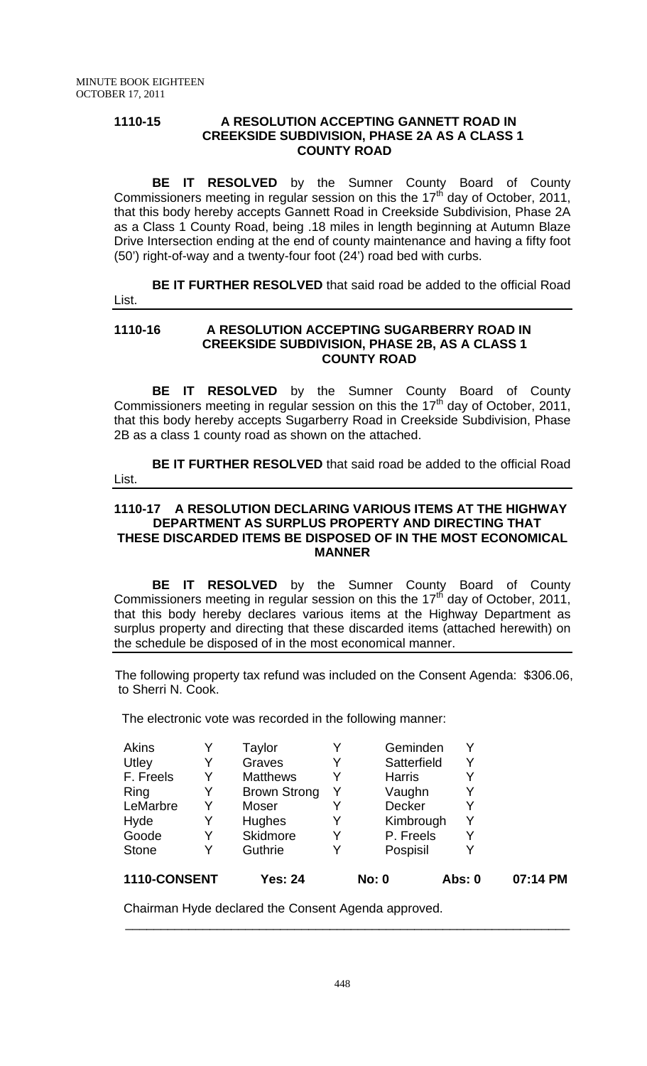**1110-15 A RESOLUTION ACCEPTING GANNETT ROAD IN CREEKSIDE SUBDIVISION, PHASE 2A AS A CLASS 1 COUNTY ROAD**

**BE IT RESOLVED** by the Sumner County Board of County Commissioners meeting in regular session on this the 17th day of October, 2011, that this body hereby accepts Gannett Road in Creekside Subdivision, Phase 2A as a Class 1 County Road, being .18 miles in length beginning at Autumn Blaze Drive Intersection ending at the end of county maintenance and having a fifty foot (50') right-of-way and a twenty-four foot (24') road bed with curbs.

**BE IT FURTHER RESOLVED** that said road be added to the official Road List.

---

**1110-16 A RESOLUTION ACCEPTING SUGARBERRY ROAD IN CREEKSIDE SUBDIVISION, PHASE 2B, AS A CLASS 1 COUNTY ROAD**

**BE IT RESOLVED** by the Sumner County Board of County Commissioners meeting in regular session on this the 17th day of October, 2011, that this body hereby accepts Sugarberry Road in Creekside Subdivision, Phase 2B as a class 1 county road as shown on the attached.

**BE IT FURTHER RESOLVED** that said road be added to the official Road List.

---

**1110-17 A RESOLUTION DECLARING VARIOUS ITEMS AT THE HIGHWAY DEPARTMENT AS SURPLUS PROPERTY AND DIRECTING THAT THESE DISCARDED ITEMS BE DISPOSED OF IN THE MOST ECONOMICAL MANNER**

**BE IT RESOLVED** by the Sumner County Board of County Commissioners meeting in regular session on this the 17th day of October, 2011, that this body hereby declares various items at the Highway Department as surplus property and directing that these discarded items (attached herewith) on the schedule be disposed of in the most economical manner.

---

The following property tax refund was included on the Consent Agenda: $306.06, to Sherri N. Cook.

The electronic vote was recorded in the following manner:

| | | | | | | |
|---|---|---|---|---|---|---|
| Akins | Y | Taylor | Y | Geminden | Y | |
| Utley | Y | Graves | Y | Satterfield | Y | |
| F. Freels | Y | Matthews | Y | Harris | Y | |
| Ring | Y | Brown Strong | Y | Vaughn | Y | |
| LeMarbre | Y | Moser | Y | Decker | Y | |
| Hyde | Y | Hughes | Y | Kimbrough | Y | |
| Goode | Y | Skidmore | Y | P. Freels | Y | |
| Stone | Y | Guthrie | Y | Pospisil | Y | |

**1110-CONSENT Yes: 24 No: 0 Abs: 0 07:14 PM**

Chairman Hyde declared the Consent Agenda approved.

---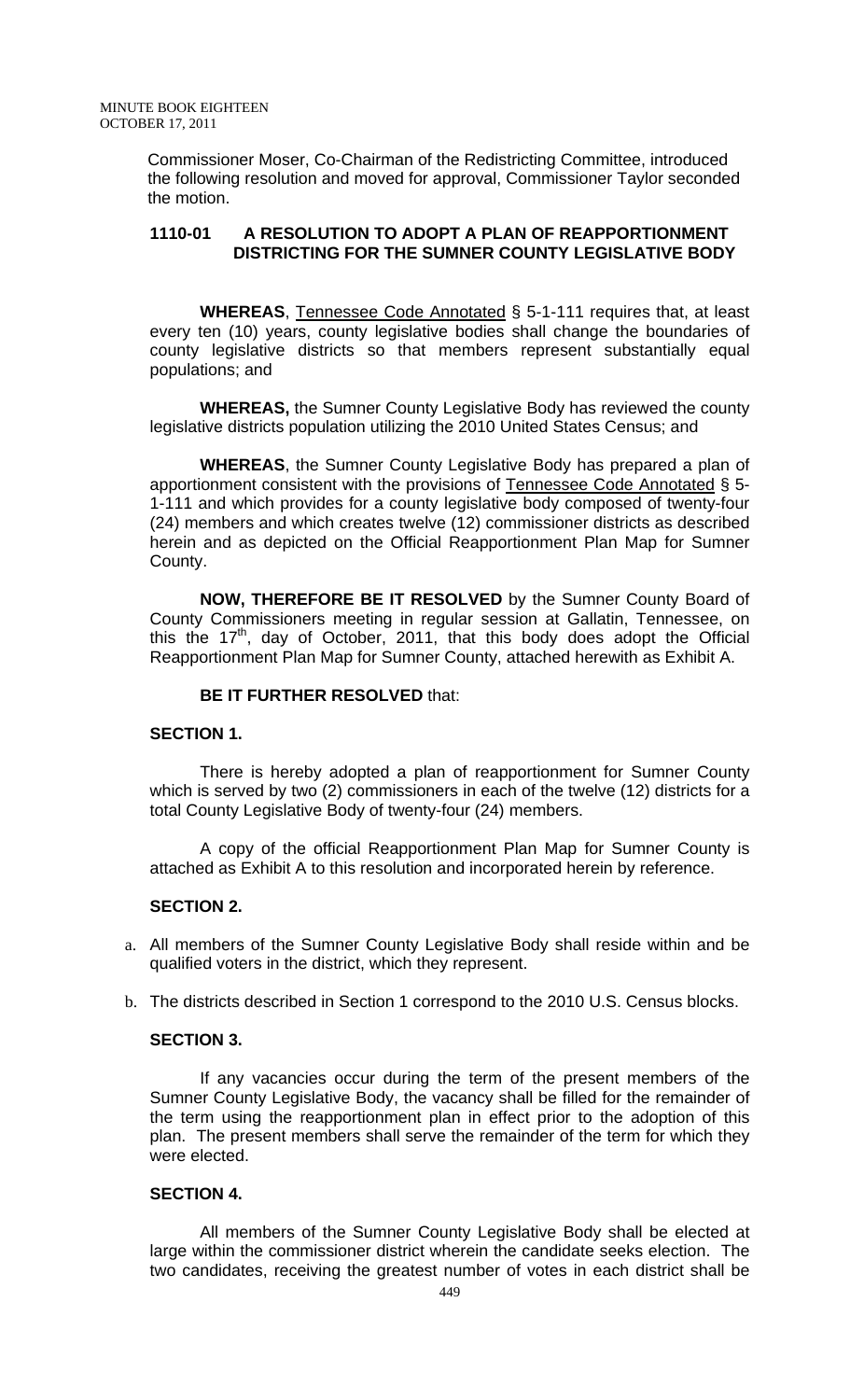Commissioner Moser, Co-Chairman of the Redistricting Committee, introduced the following resolution and moved for approval, Commissioner Taylor seconded the motion.

**1110-01 A RESOLUTION TO ADOPT A PLAN OF REAPPORTIONMENT DISTRICTING FOR THE SUMNER COUNTY LEGISLATIVE BODY**

**WHEREAS**, Tennessee Code Annotated § 5-1-111 requires that, at least every ten (10) years, county legislative bodies shall change the boundaries of county legislative districts so that members represent substantially equal populations; and

**WHEREAS,** the Sumner County Legislative Body has reviewed the county legislative districts population utilizing the 2010 United States Census; and

**WHEREAS**, the Sumner County Legislative Body has prepared a plan of apportionment consistent with the provisions of Tennessee Code Annotated § 5-1-111 and which provides for a county legislative body composed of twenty-four (24) members and which creates twelve (12) commissioner districts as described herein and as depicted on the Official Reapportionment Plan Map for Sumner County.

**NOW, THEREFORE BE IT RESOLVED** by the Sumner County Board of County Commissioners meeting in regular session at Gallatin, Tennessee, on this the 17th, day of October, 2011, that this body does adopt the Official Reapportionment Plan Map for Sumner County, attached herewith as Exhibit A.

**BE IT FURTHER RESOLVED** that:

**SECTION 1.**

There is hereby adopted a plan of reapportionment for Sumner County which is served by two (2) commissioners in each of the twelve (12) districts for a total County Legislative Body of twenty-four (24) members.

A copy of the official Reapportionment Plan Map for Sumner County is attached as Exhibit A to this resolution and incorporated herein by reference.

**SECTION 2.**

a. All members of the Sumner County Legislative Body shall reside within and be qualified voters in the district, which they represent.

b. The districts described in Section 1 correspond to the 2010 U.S. Census blocks.

**SECTION 3.**

If any vacancies occur during the term of the present members of the Sumner County Legislative Body, the vacancy shall be filled for the remainder of the term using the reapportionment plan in effect prior to the adoption of this plan. The present members shall serve the remainder of the term for which they were elected.

**SECTION 4.**

All members of the Sumner County Legislative Body shall be elected at large within the commissioner district wherein the candidate seeks election. The two candidates, receiving the greatest number of votes in each district shall be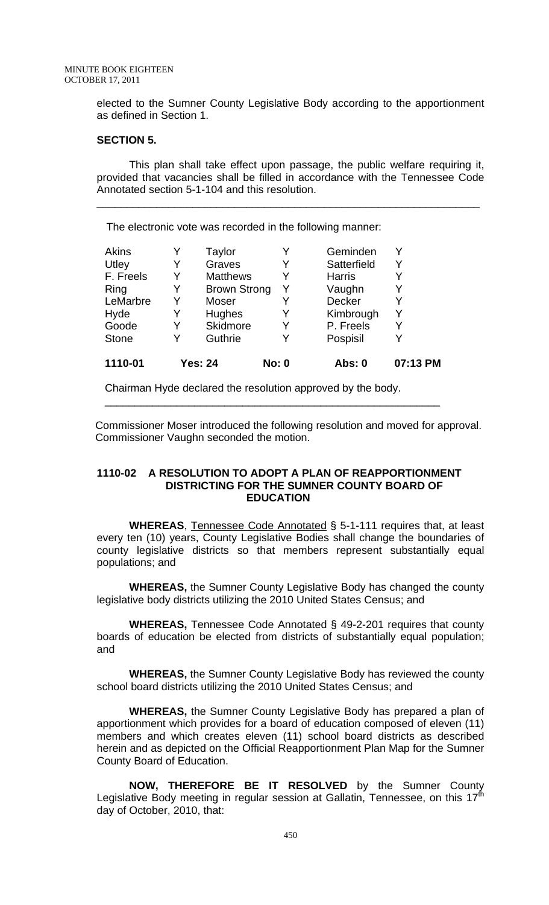elected to the Sumner County Legislative Body according to the apportionment as defined in Section 1.

**SECTION 5.**

This plan shall take effect upon passage, the public welfare requiring it, provided that vacancies shall be filled in accordance with the Tennessee Code Annotated section 5-1-104 and this resolution.

---

The electronic vote was recorded in the following manner:

| | | | | | |
|---|---|---|---|---|---|
| Akins | Y | Taylor | Y | Geminden | Y |
| Utley | Y | Graves | Y | Satterfield | Y |
| F. Freels | Y | Matthews | Y | Harris | Y |
| Ring | Y | Brown Strong | Y | Vaughn | Y |
| LeMarbre | Y | Moser | Y | Decker | Y |
| Hyde | Y | Hughes | Y | Kimbrough | Y |
| Goode | Y | Skidmore | Y | P. Freels | Y |
| Stone | Y | Guthrie | Y | Pospisil | Y |
| **1110-01** | **Yes: 24** | | **No: 0** | **Abs: 0** | **07:13 PM** |

Chairman Hyde declared the resolution approved by the body.

---

Commissioner Moser introduced the following resolution and moved for approval. Commissioner Vaughn seconded the motion.

**1110-02 A RESOLUTION TO ADOPT A PLAN OF REAPPORTIONMENT DISTRICTING FOR THE SUMNER COUNTY BOARD OF EDUCATION**

**WHEREAS**, Tennessee Code Annotated § 5-1-111 requires that, at least every ten (10) years, County Legislative Bodies shall change the boundaries of county legislative districts so that members represent substantially equal populations; and

**WHEREAS,** the Sumner County Legislative Body has changed the county legislative body districts utilizing the 2010 United States Census; and

**WHEREAS,** Tennessee Code Annotated § 49-2-201 requires that county boards of education be elected from districts of substantially equal population; and

**WHEREAS,** the Sumner County Legislative Body has reviewed the county school board districts utilizing the 2010 United States Census; and

**WHEREAS,** the Sumner County Legislative Body has prepared a plan of apportionment which provides for a board of education composed of eleven (11) members and which creates eleven (11) school board districts as described herein and as depicted on the Official Reapportionment Plan Map for the Sumner County Board of Education.

**NOW, THEREFORE BE IT RESOLVED** by the Sumner County Legislative Body meeting in regular session at Gallatin, Tennessee, on this 17th day of October, 2010, that: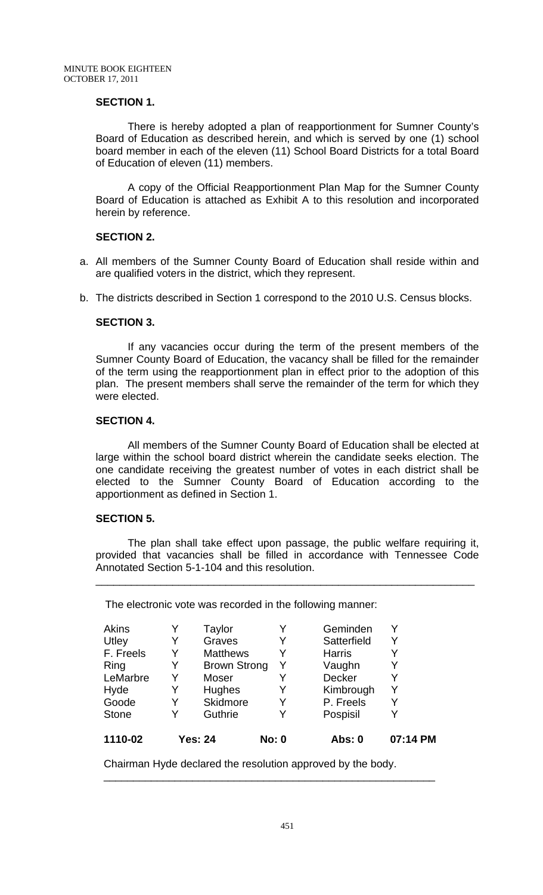### SECTION 1.

There is hereby adopted a plan of reapportionment for Sumner County's Board of Education as described herein, and which is served by one (1) school board member in each of the eleven (11) School Board Districts for a total Board of Education of eleven (11) members.

A copy of the Official Reapportionment Plan Map for the Sumner County Board of Education is attached as Exhibit A to this resolution and incorporated herein by reference.

### SECTION 2.

a. All members of the Sumner County Board of Education shall reside within and are qualified voters in the district, which they represent.

b. The districts described in Section 1 correspond to the 2010 U.S. Census blocks.

### SECTION 3.

If any vacancies occur during the term of the present members of the Sumner County Board of Education, the vacancy shall be filled for the remainder of the term using the reapportionment plan in effect prior to the adoption of this plan. The present members shall serve the remainder of the term for which they were elected.

### SECTION 4.

All members of the Sumner County Board of Education shall be elected at large within the school board district wherein the candidate seeks election. The one candidate receiving the greatest number of votes in each district shall be elected to the Sumner County Board of Education according to the apportionment as defined in Section 1.

### SECTION 5.

The plan shall take effect upon passage, the public welfare requiring it, provided that vacancies shall be filled in accordance with Tennessee Code Annotated Section 5-1-104 and this resolution.

---

The electronic vote was recorded in the following manner:

| | | | | | |
|---|---|---|---|---|---|
| Akins | Y | Taylor | Y | Geminden | Y |
| Utley | Y | Graves | Y | Satterfield | Y |
| F. Freels | Y | Matthews | Y | Harris | Y |
| Ring | Y | Brown Strong | Y | Vaughn | Y |
| LeMarbre | Y | Moser | Y | Decker | Y |
| Hyde | Y | Hughes | Y | Kimbrough | Y |
| Goode | Y | Skidmore | Y | P. Freels | Y |
| Stone | Y | Guthrie | Y | Pospisil | Y |

**1110-02 Yes: 24 No: 0 Abs: 0 07:14 PM**

Chairman Hyde declared the resolution approved by the body.

---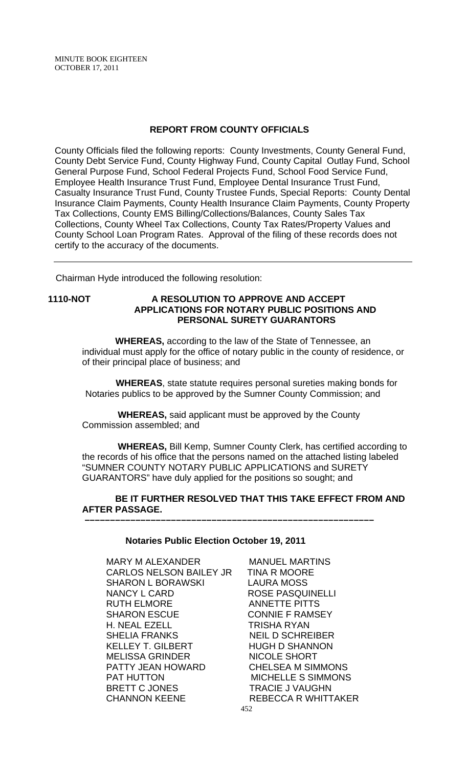## REPORT FROM COUNTY OFFICIALS

County Officials filed the following reports: County Investments, County General Fund, County Debt Service Fund, County Highway Fund, County Capital Outlay Fund, School General Purpose Fund, School Federal Projects Fund, School Food Service Fund, Employee Health Insurance Trust Fund, Employee Dental Insurance Trust Fund, Casualty Insurance Trust Fund, County Trustee Funds, Special Reports: County Dental Insurance Claim Payments, County Health Insurance Claim Payments, County Property Tax Collections, County EMS Billing/Collections/Balances, County Sales Tax Collections, County Wheel Tax Collections, County Tax Rates/Property Values and County School Loan Program Rates. Approval of the filing of these records does not certify to the accuracy of the documents.

---

Chairman Hyde introduced the following resolution:

**1110-NOT A RESOLUTION TO APPROVE AND ACCEPT APPLICATIONS FOR NOTARY PUBLIC POSITIONS AND PERSONAL SURETY GUARANTORS**

**WHEREAS,** according to the law of the State of Tennessee, an individual must apply for the office of notary public in the county of residence, or of their principal place of business; and

**WHEREAS**, state statute requires personal sureties making bonds for Notaries publics to be approved by the Sumner County Commission; and

**WHEREAS,** said applicant must be approved by the County Commission assembled; and

**WHEREAS,** Bill Kemp, Sumner County Clerk, has certified according to the records of his office that the persons named on the attached listing labeled "SUMNER COUNTY NOTARY PUBLIC APPLICATIONS and SURETY GUARANTORS" have duly applied for the positions so sought; and

**BE IT FURTHER RESOLVED THAT THIS TAKE EFFECT FROM AND AFTER PASSAGE.**

---

**Notaries Public Election October 19, 2011**

MARY M ALEXANDER
CARLOS NELSON BAILEY JR
SHARON L BORAWSKI
NANCY L CARD
RUTH ELMORE
SHARON ESCUE
H. NEAL EZELL
SHELIA FRANKS
KELLEY T. GILBERT
MELISSA GRINDER
PATTY JEAN HOWARD
PAT HUTTON
BRETT C JONES
CHANNON KEENE
MANUEL MARTINS
TINA R MOORE
LAURA MOSS
ROSE PASQUINELLI
ANNETTE PITTS
CONNIE F RAMSEY
TRISHA RYAN
NEIL D SCHREIBER
HUGH D SHANNON
NICOLE SHORT
CHELSEA M SIMMONS
MICHELLE S SIMMONS
TRACIE J VAUGHN
REBECCA R WHITTAKER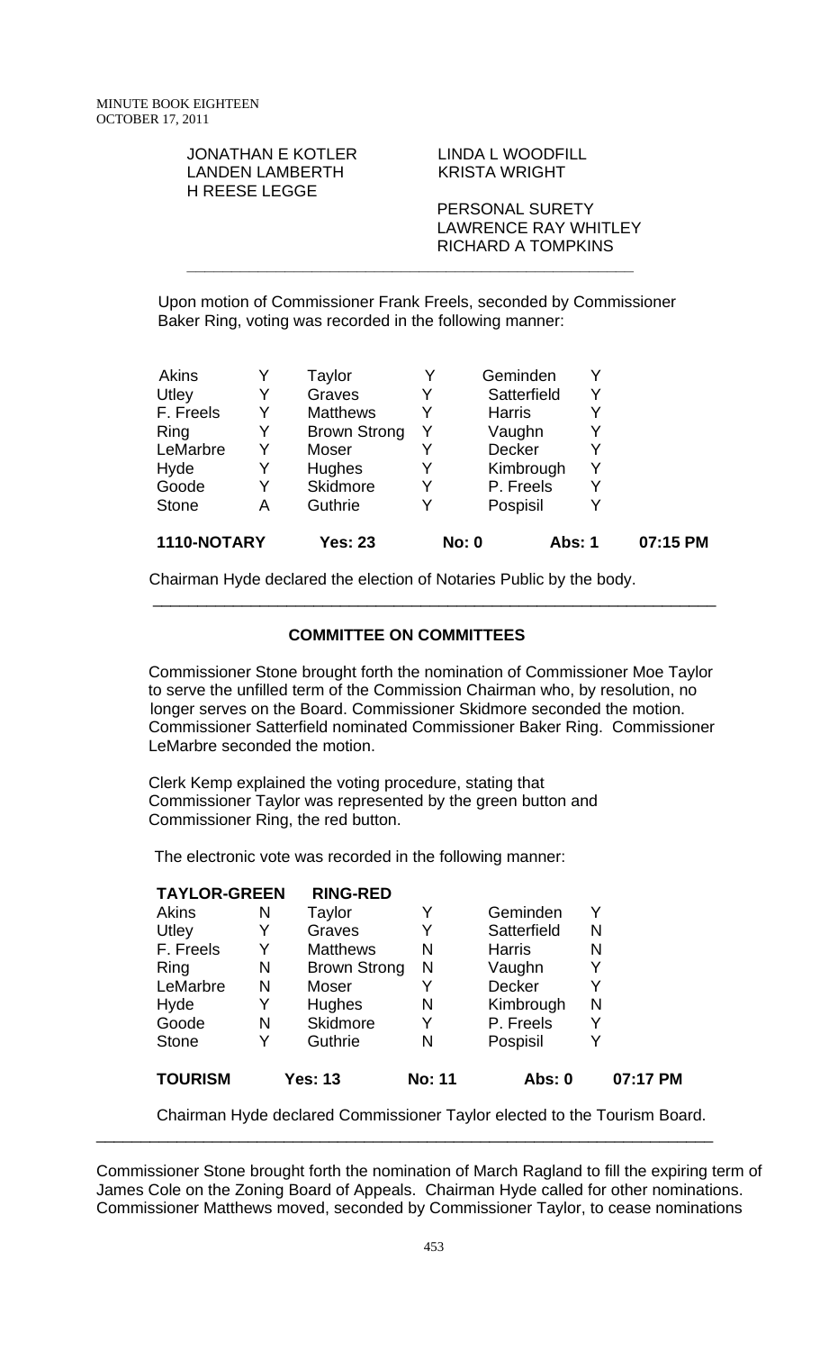JONATHAN E KOTLER | LINDA L WOODFILL
LANDEN LAMBERTH | KRISTA WRIGHT
H REESE LEGGE

PERSONAL SURETY
LAWRENCE RAY WHITLEY
RICHARD A TOMPKINS

---

Upon motion of Commissioner Frank Freels, seconded by Commissioner Baker Ring, voting was recorded in the following manner:

| | | | | | |
|---|---|---|---|---|---|
| Akins | Y | Taylor | Y | Geminden | Y |
| Utley | Y | Graves | Y | Satterfield | Y |
| F. Freels | Y | Matthews | Y | Harris | Y |
| Ring | Y | Brown Strong | Y | Vaughn | Y |
| LeMarbre | Y | Moser | Y | Decker | Y |
| Hyde | Y | Hughes | Y | Kimbrough | Y |
| Goode | Y | Skidmore | Y | P. Freels | Y |
| Stone | A | Guthrie | Y | Pospisil | Y |

**1110-NOTARY** **Yes: 23** **No: 0** **Abs: 1** **07:15 PM**

Chairman Hyde declared the election of Notaries Public by the body.

---

## COMMITTEE ON COMMITTEES

Commissioner Stone brought forth the nomination of Commissioner Moe Taylor to serve the unfilled term of the Commission Chairman who, by resolution, no longer serves on the Board. Commissioner Skidmore seconded the motion. Commissioner Satterfield nominated Commissioner Baker Ring. Commissioner LeMarbre seconded the motion.

Clerk Kemp explained the voting procedure, stating that Commissioner Taylor was represented by the green button and Commissioner Ring, the red button.

The electronic vote was recorded in the following manner:

| **TAYLOR-GREEN** | | **RING-RED** | | | |
|---|---|---|---|---|---|
| Akins | N | Taylor | Y | Geminden | Y |
| Utley | Y | Graves | Y | Satterfield | N |
| F. Freels | Y | Matthews | N | Harris | N |
| Ring | N | Brown Strong | N | Vaughn | Y |
| LeMarbre | N | Moser | Y | Decker | Y |
| Hyde | Y | Hughes | N | Kimbrough | N |
| Goode | N | Skidmore | Y | P. Freels | Y |
| Stone | Y | Guthrie | N | Pospisil | Y |

**TOURISM** **Yes: 13** **No: 11** **Abs: 0** **07:17 PM**

Chairman Hyde declared Commissioner Taylor elected to the Tourism Board.

---

Commissioner Stone brought forth the nomination of March Ragland to fill the expiring term of James Cole on the Zoning Board of Appeals. Chairman Hyde called for other nominations. Commissioner Matthews moved, seconded by Commissioner Taylor, to cease nominations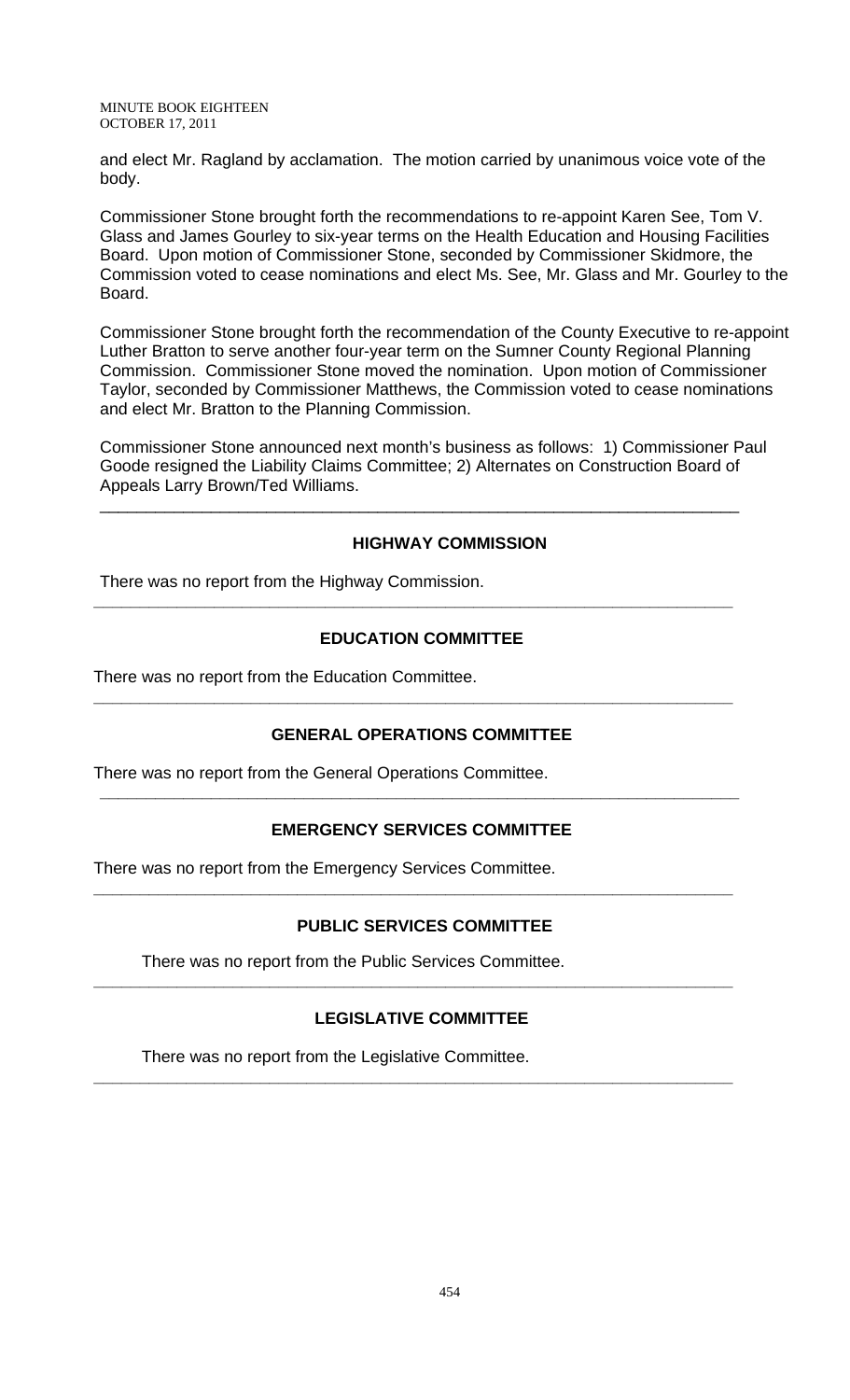and elect Mr. Ragland by acclamation. The motion carried by unanimous voice vote of the body.

Commissioner Stone brought forth the recommendations to re-appoint Karen See, Tom V. Glass and James Gourley to six-year terms on the Health Education and Housing Facilities Board. Upon motion of Commissioner Stone, seconded by Commissioner Skidmore, the Commission voted to cease nominations and elect Ms. See, Mr. Glass and Mr. Gourley to the Board.

Commissioner Stone brought forth the recommendation of the County Executive to re-appoint Luther Bratton to serve another four-year term on the Sumner County Regional Planning Commission. Commissioner Stone moved the nomination. Upon motion of Commissioner Taylor, seconded by Commissioner Matthews, the Commission voted to cease nominations and elect Mr. Bratton to the Planning Commission.

Commissioner Stone announced next month's business as follows: 1) Commissioner Paul Goode resigned the Liability Claims Committee; 2) Alternates on Construction Board of Appeals Larry Brown/Ted Williams.

---

## HIGHWAY COMMISSION

There was no report from the Highway Commission.

---

## EDUCATION COMMITTEE

There was no report from the Education Committee.

---

## GENERAL OPERATIONS COMMITTEE

There was no report from the General Operations Committee.

---

## EMERGENCY SERVICES COMMITTEE

There was no report from the Emergency Services Committee.

---

## PUBLIC SERVICES COMMITTEE

There was no report from the Public Services Committee.

---

## LEGISLATIVE COMMITTEE

There was no report from the Legislative Committee.

---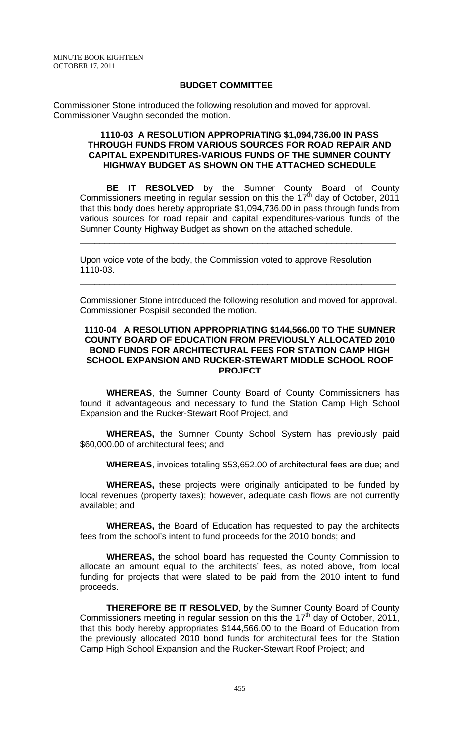## BUDGET COMMITTEE

Commissioner Stone introduced the following resolution and moved for approval. Commissioner Vaughn seconded the motion.

### 1110-03 A RESOLUTION APPROPRIATING $1,094,736.00 IN PASS THROUGH FUNDS FROM VARIOUS SOURCES FOR ROAD REPAIR AND CAPITAL EXPENDITURES-VARIOUS FUNDS OF THE SUMNER COUNTY HIGHWAY BUDGET AS SHOWN ON THE ATTACHED SCHEDULE

**BE IT RESOLVED** by the Sumner County Board of County Commissioners meeting in regular session on this the 17th day of October, 2011 that this body does hereby appropriate $1,094,736.00 in pass through funds from various sources for road repair and capital expenditures-various funds of the Sumner County Highway Budget as shown on the attached schedule.

---

Upon voice vote of the body, the Commission voted to approve Resolution 1110-03.

---

Commissioner Stone introduced the following resolution and moved for approval. Commissioner Pospisil seconded the motion.

### 1110-04 A RESOLUTION APPROPRIATING $144,566.00 TO THE SUMNER COUNTY BOARD OF EDUCATION FROM PREVIOUSLY ALLOCATED 2010 BOND FUNDS FOR ARCHITECTURAL FEES FOR STATION CAMP HIGH SCHOOL EXPANSION AND RUCKER-STEWART MIDDLE SCHOOL ROOF PROJECT

**WHEREAS**, the Sumner County Board of County Commissioners has found it advantageous and necessary to fund the Station Camp High School Expansion and the Rucker-Stewart Roof Project, and

**WHEREAS,** the Sumner County School System has previously paid $60,000.00 of architectural fees; and

**WHEREAS**, invoices totaling $53,652.00 of architectural fees are due; and

**WHEREAS,** these projects were originally anticipated to be funded by local revenues (property taxes); however, adequate cash flows are not currently available; and

**WHEREAS,** the Board of Education has requested to pay the architects fees from the school's intent to fund proceeds for the 2010 bonds; and

**WHEREAS,** the school board has requested the County Commission to allocate an amount equal to the architects' fees, as noted above, from local funding for projects that were slated to be paid from the 2010 intent to fund proceeds.

**THEREFORE BE IT RESOLVED**, by the Sumner County Board of County Commissioners meeting in regular session on this the 17th day of October, 2011, that this body hereby appropriates $144,566.00 to the Board of Education from the previously allocated 2010 bond funds for architectural fees for the Station Camp High School Expansion and the Rucker-Stewart Roof Project; and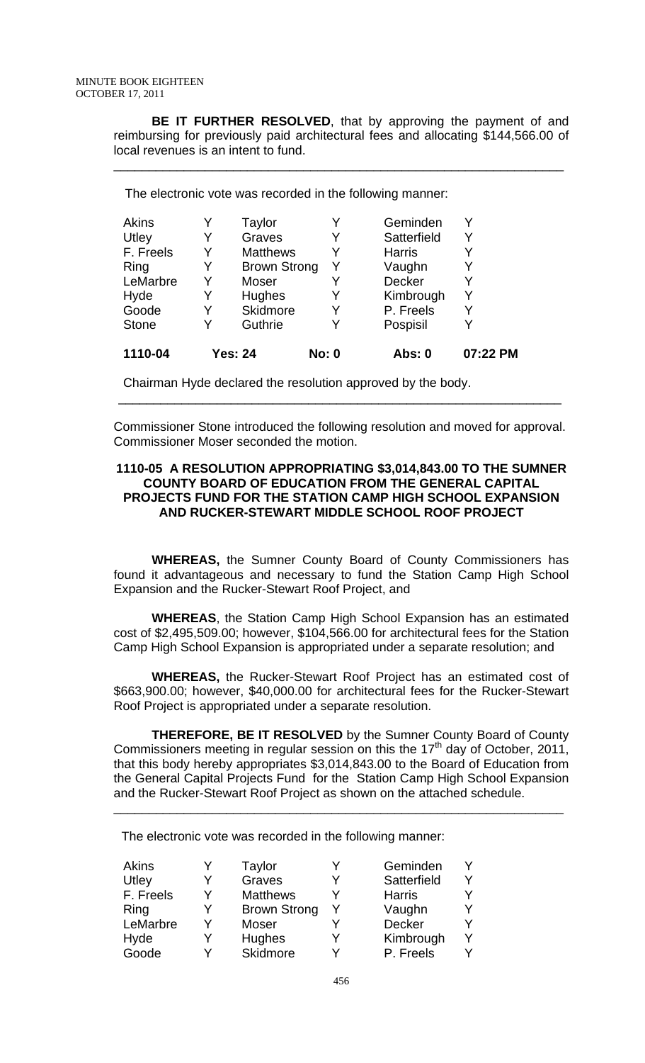**BE IT FURTHER RESOLVED**, that by approving the payment of and reimbursing for previously paid architectural fees and allocating $144,566.00 of local revenues is an intent to fund.

---

The electronic vote was recorded in the following manner:

| | | | | | |
|---|---|---|---|---|---|
| Akins | Y | Taylor | Y | Geminden | Y |
| Utley | Y | Graves | Y | Satterfield | Y |
| F. Freels | Y | Matthews | Y | Harris | Y |
| Ring | Y | Brown Strong | Y | Vaughn | Y |
| LeMarbre | Y | Moser | Y | Decker | Y |
| Hyde | Y | Hughes | Y | Kimbrough | Y |
| Goode | Y | Skidmore | Y | P. Freels | Y |
| Stone | Y | Guthrie | Y | Pospisil | Y |
| **1110-04** | **Yes: 24** | | **No: 0** | **Abs: 0** | **07:22 PM** |

Chairman Hyde declared the resolution approved by the body.

---

Commissioner Stone introduced the following resolution and moved for approval. Commissioner Moser seconded the motion.

**1110-05 A RESOLUTION APPROPRIATING $3,014,843.00 TO THE SUMNER COUNTY BOARD OF EDUCATION FROM THE GENERAL CAPITAL PROJECTS FUND FOR THE STATION CAMP HIGH SCHOOL EXPANSION AND RUCKER-STEWART MIDDLE SCHOOL ROOF PROJECT**

**WHEREAS,** the Sumner County Board of County Commissioners has found it advantageous and necessary to fund the Station Camp High School Expansion and the Rucker-Stewart Roof Project, and

**WHEREAS**, the Station Camp High School Expansion has an estimated cost of $2,495,509.00; however, $104,566.00 for architectural fees for the Station Camp High School Expansion is appropriated under a separate resolution; and

**WHEREAS,** the Rucker-Stewart Roof Project has an estimated cost of $663,900.00; however, $40,000.00 for architectural fees for the Rucker-Stewart Roof Project is appropriated under a separate resolution.

**THEREFORE, BE IT RESOLVED** by the Sumner County Board of County Commissioners meeting in regular session on this the 17th day of October, 2011, that this body hereby appropriates $3,014,843.00 to the Board of Education from the General Capital Projects Fund for the Station Camp High School Expansion and the Rucker-Stewart Roof Project as shown on the attached schedule.

---

The electronic vote was recorded in the following manner:

| | | | | | |
|---|---|---|---|---|---|
| Akins | Y | Taylor | Y | Geminden | Y |
| Utley | Y | Graves | Y | Satterfield | Y |
| F. Freels | Y | Matthews | Y | Harris | Y |
| Ring | Y | Brown Strong | Y | Vaughn | Y |
| LeMarbre | Y | Moser | Y | Decker | Y |
| Hyde | Y | Hughes | Y | Kimbrough | Y |
| Goode | Y | Skidmore | Y | P. Freels | Y |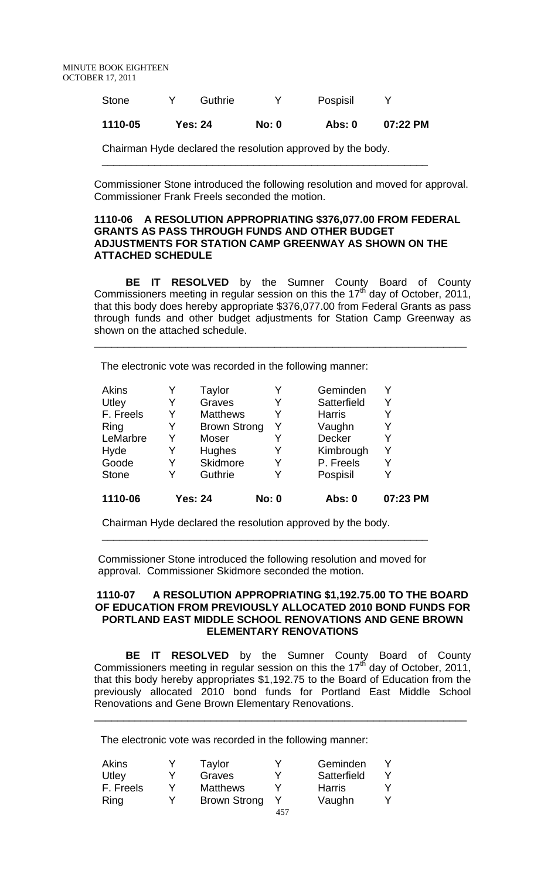| Stone | Y | Guthrie | Y | Pospisil | Y |
|---|---|---|---|---|---|
| **1110-05** | **Yes: 24** | | **No: 0** | **Abs: 0** | **07:22 PM** |

Chairman Hyde declared the resolution approved by the body.

---

Commissioner Stone introduced the following resolution and moved for approval. Commissioner Frank Freels seconded the motion.

**1110-06 A RESOLUTION APPROPRIATING $376,077.00 FROM FEDERAL GRANTS AS PASS THROUGH FUNDS AND OTHER BUDGET ADJUSTMENTS FOR STATION CAMP GREENWAY AS SHOWN ON THE ATTACHED SCHEDULE**

**BE IT RESOLVED** by the Sumner County Board of County Commissioners meeting in regular session on this the 17th day of October, 2011, that this body does hereby appropriate $376,077.00 from Federal Grants as pass through funds and other budget adjustments for Station Camp Greenway as shown on the attached schedule.

---

The electronic vote was recorded in the following manner:

| Akins | Y | Taylor | Y | Geminden | Y |
|---|---|---|---|---|---|
| Utley | Y | Graves | Y | Satterfield | Y |
| F. Freels | Y | Matthews | Y | Harris | Y |
| Ring | Y | Brown Strong | Y | Vaughn | Y |
| LeMarbre | Y | Moser | Y | Decker | Y |
| Hyde | Y | Hughes | Y | Kimbrough | Y |
| Goode | Y | Skidmore | Y | P. Freels | Y |
| Stone | Y | Guthrie | Y | Pospisil | Y |
| **1110-06** | **Yes: 24** | | **No: 0** | **Abs: 0** | **07:23 PM** |

Chairman Hyde declared the resolution approved by the body.

---

Commissioner Stone introduced the following resolution and moved for approval. Commissioner Skidmore seconded the motion.

**1110-07 A RESOLUTION APPROPRIATING $1,192.75.00 TO THE BOARD OF EDUCATION FROM PREVIOUSLY ALLOCATED 2010 BOND FUNDS FOR PORTLAND EAST MIDDLE SCHOOL RENOVATIONS AND GENE BROWN ELEMENTARY RENOVATIONS**

**BE IT RESOLVED** by the Sumner County Board of County Commissioners meeting in regular session on this the 17th day of October, 2011, that this body hereby appropriates $1,192.75 to the Board of Education from the previously allocated 2010 bond funds for Portland East Middle School Renovations and Gene Brown Elementary Renovations.

---

The electronic vote was recorded in the following manner:

| Akins | Y | Taylor | Y | Geminden | Y |
|---|---|---|---|---|---|
| Utley | Y | Graves | Y | Satterfield | Y |
| F. Freels | Y | Matthews | Y | Harris | Y |
| Ring | Y | Brown Strong | Y | Vaughn | Y |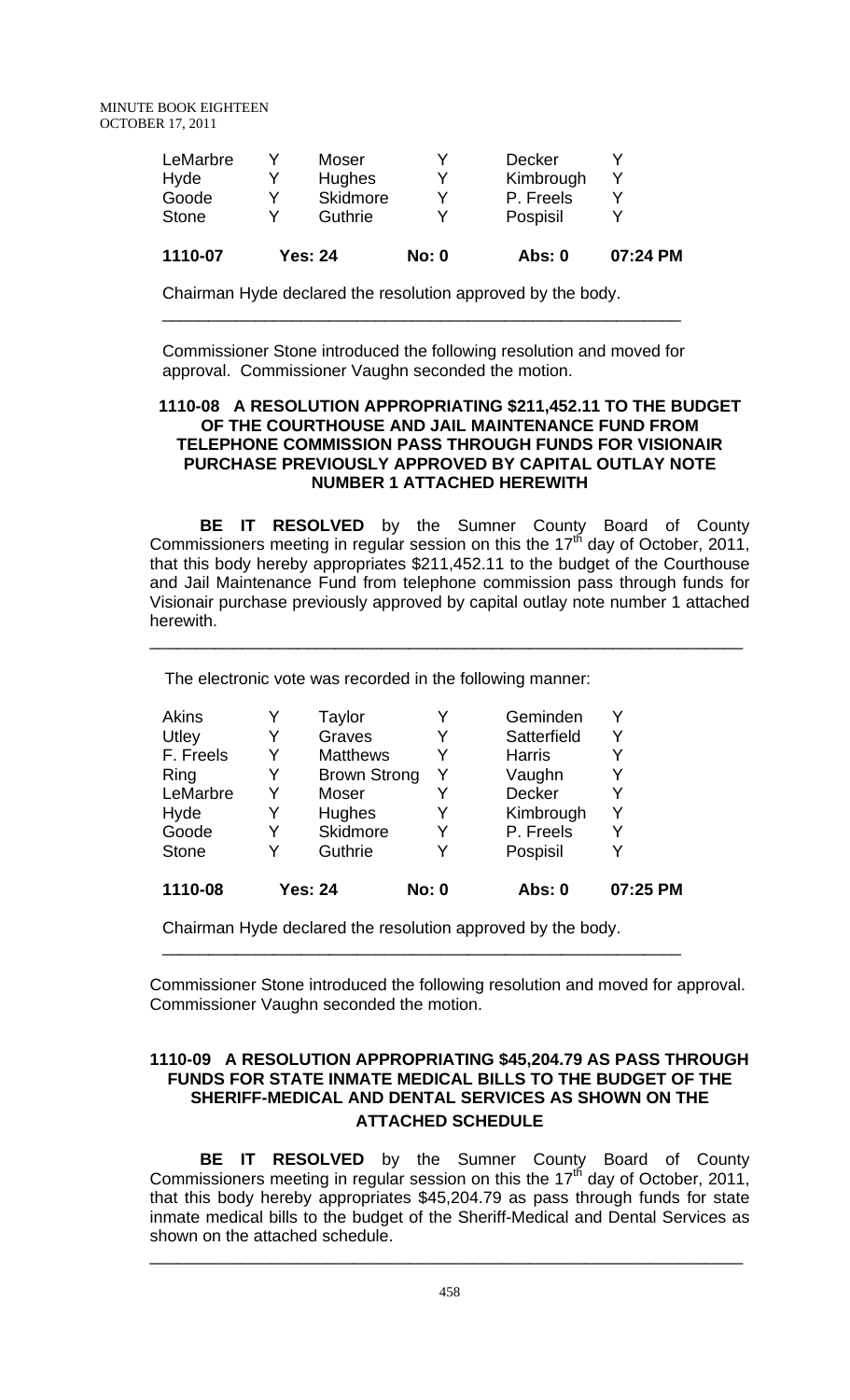| LeMarbre | Y | Moser | Y | Decker | Y |
|---|---|---|---|---|---|
| Hyde | Y | Hughes | Y | Kimbrough | Y |
| Goode | Y | Skidmore | Y | P. Freels | Y |
| Stone | Y | Guthrie | Y | Pospisil | Y |
| **1110-07** | | **Yes: 24** | **No: 0** | **Abs: 0** | **07:24 PM** |

Chairman Hyde declared the resolution approved by the body.

---

Commissioner Stone introduced the following resolution and moved for approval. Commissioner Vaughn seconded the motion.

**1110-08 A RESOLUTION APPROPRIATING $211,452.11 TO THE BUDGET OF THE COURTHOUSE AND JAIL MAINTENANCE FUND FROM TELEPHONE COMMISSION PASS THROUGH FUNDS FOR VISIONAIR PURCHASE PREVIOUSLY APPROVED BY CAPITAL OUTLAY NOTE NUMBER 1 ATTACHED HEREWITH**

**BE IT RESOLVED** by the Sumner County Board of County Commissioners meeting in regular session on this the 17th day of October, 2011, that this body hereby appropriates $211,452.11 to the budget of the Courthouse and Jail Maintenance Fund from telephone commission pass through funds for Visionair purchase previously approved by capital outlay note number 1 attached herewith.

---

The electronic vote was recorded in the following manner:

| Akins | Y | Taylor | Y | Geminden | Y |
|---|---|---|---|---|---|
| Utley | Y | Graves | Y | Satterfield | Y |
| F. Freels | Y | Matthews | Y | Harris | Y |
| Ring | Y | Brown Strong | Y | Vaughn | Y |
| LeMarbre | Y | Moser | Y | Decker | Y |
| Hyde | Y | Hughes | Y | Kimbrough | Y |
| Goode | Y | Skidmore | Y | P. Freels | Y |
| Stone | Y | Guthrie | Y | Pospisil | Y |
| **1110-08** | | **Yes: 24** | **No: 0** | **Abs: 0** | **07:25 PM** |

Chairman Hyde declared the resolution approved by the body.

---

Commissioner Stone introduced the following resolution and moved for approval. Commissioner Vaughn seconded the motion.

**1110-09 A RESOLUTION APPROPRIATING $45,204.79 AS PASS THROUGH FUNDS FOR STATE INMATE MEDICAL BILLS TO THE BUDGET OF THE SHERIFF-MEDICAL AND DENTAL SERVICES AS SHOWN ON THE ATTACHED SCHEDULE**

**BE IT RESOLVED** by the Sumner County Board of County Commissioners meeting in regular session on this the 17th day of October, 2011, that this body hereby appropriates $45,204.79 as pass through funds for state inmate medical bills to the budget of the Sheriff-Medical and Dental Services as shown on the attached schedule.

---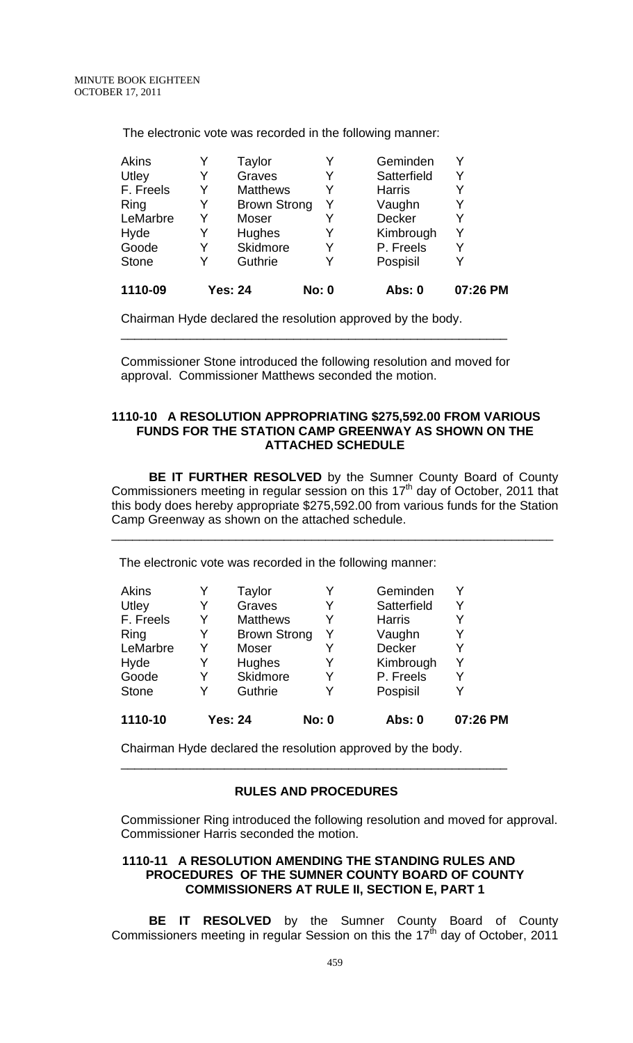The electronic vote was recorded in the following manner:

| | | | | | |
|---|---|---|---|---|---|
| Akins | Y | Taylor | Y | Geminden | Y |
| Utley | Y | Graves | Y | Satterfield | Y |
| F. Freels | Y | Matthews | Y | Harris | Y |
| Ring | Y | Brown Strong | Y | Vaughn | Y |
| LeMarbre | Y | Moser | Y | Decker | Y |
| Hyde | Y | Hughes | Y | Kimbrough | Y |
| Goode | Y | Skidmore | Y | P. Freels | Y |
| Stone | Y | Guthrie | Y | Pospisil | Y |
| **1110-09** | **Yes: 24** | | **No: 0** | **Abs: 0** | **07:26 PM** |

Chairman Hyde declared the resolution approved by the body.

---

Commissioner Stone introduced the following resolution and moved for approval. Commissioner Matthews seconded the motion.

### 1110-10 A RESOLUTION APPROPRIATING $275,592.00 FROM VARIOUS FUNDS FOR THE STATION CAMP GREENWAY AS SHOWN ON THE ATTACHED SCHEDULE

**BE IT FURTHER RESOLVED** by the Sumner County Board of County Commissioners meeting in regular session on this 17th day of October, 2011 that this body does hereby appropriate $275,592.00 from various funds for the Station Camp Greenway as shown on the attached schedule.

---

The electronic vote was recorded in the following manner:

| | | | | | |
|---|---|---|---|---|---|
| Akins | Y | Taylor | Y | Geminden | Y |
| Utley | Y | Graves | Y | Satterfield | Y |
| F. Freels | Y | Matthews | Y | Harris | Y |
| Ring | Y | Brown Strong | Y | Vaughn | Y |
| LeMarbre | Y | Moser | Y | Decker | Y |
| Hyde | Y | Hughes | Y | Kimbrough | Y |
| Goode | Y | Skidmore | Y | P. Freels | Y |
| Stone | Y | Guthrie | Y | Pospisil | Y |
| **1110-10** | **Yes: 24** | | **No: 0** | **Abs: 0** | **07:26 PM** |

Chairman Hyde declared the resolution approved by the body.

---

## RULES AND PROCEDURES

Commissioner Ring introduced the following resolution and moved for approval. Commissioner Harris seconded the motion.

### 1110-11 A RESOLUTION AMENDING THE STANDING RULES AND PROCEDURES OF THE SUMNER COUNTY BOARD OF COUNTY COMMISSIONERS AT RULE II, SECTION E, PART 1

**BE IT RESOLVED** by the Sumner County Board of County Commissioners meeting in regular Session on this the 17th day of October, 2011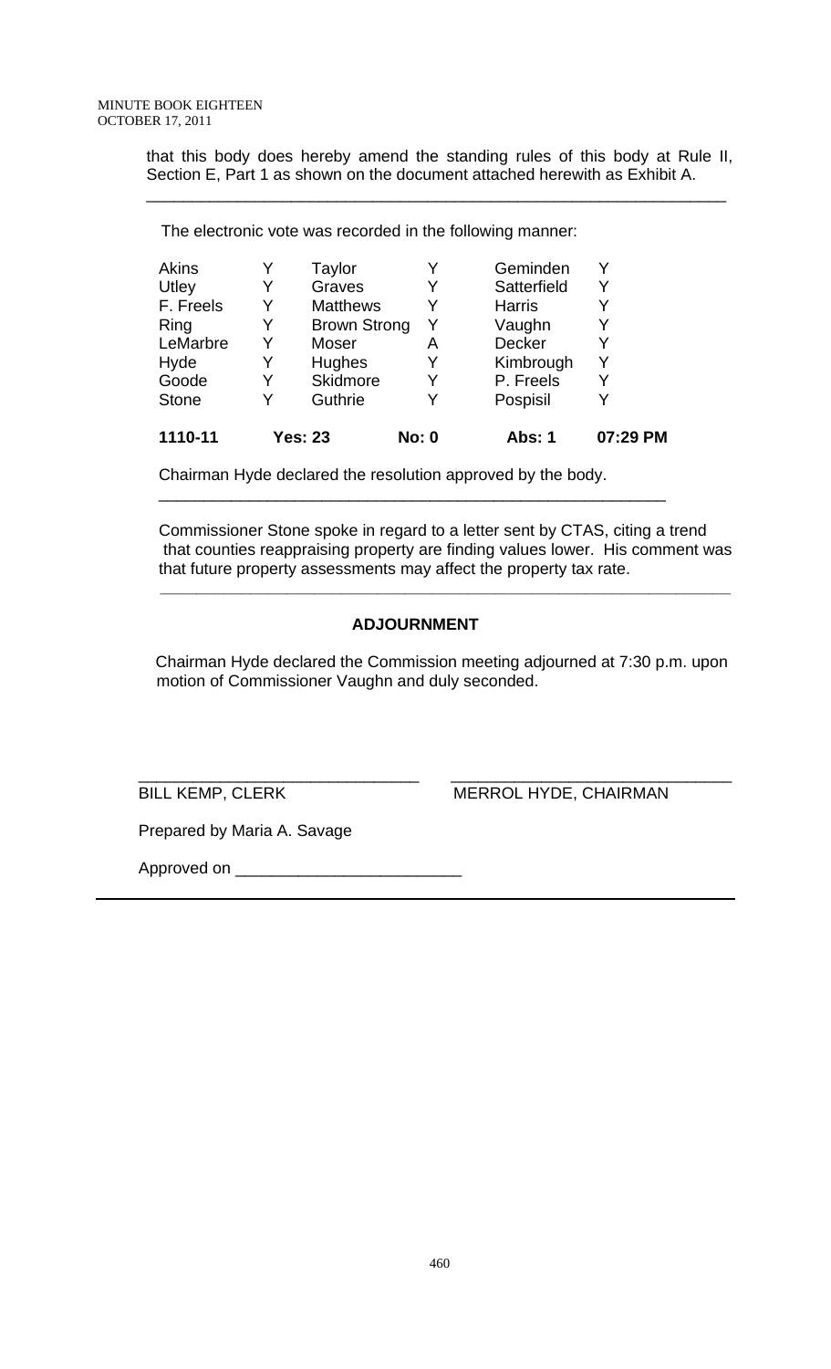that this body does hereby amend the standing rules of this body at Rule II, Section E, Part 1 as shown on the document attached herewith as Exhibit A.

---

The electronic vote was recorded in the following manner:

| | | | | | |
|---|---|---|---|---|---|
| Akins | Y | Taylor | Y | Geminden | Y |
| Utley | Y | Graves | Y | Satterfield | Y |
| F. Freels | Y | Matthews | Y | Harris | Y |
| Ring | Y | Brown Strong | Y | Vaughn | Y |
| LeMarbre | Y | Moser | A | Decker | Y |
| Hyde | Y | Hughes | Y | Kimbrough | Y |
| Goode | Y | Skidmore | Y | P. Freels | Y |
| Stone | Y | Guthrie | Y | Pospisil | Y |
| **1110-11** | **Yes: 23** | | **No: 0** | **Abs: 1** | **07:29 PM** |

Chairman Hyde declared the resolution approved by the body.

---

Commissioner Stone spoke in regard to a letter sent by CTAS, citing a trend that counties reappraising property are finding values lower. His comment was that future property assessments may affect the property tax rate.

---

## ADJOURNMENT

Chairman Hyde declared the Commission meeting adjourned at 7:30 p.m. upon motion of Commissioner Vaughn and duly seconded.

\_\_\_\_\_\_\_\_\_\_\_\_\_\_\_\_\_\_\_\_\_\_\_\_\_\_\_\_\_\_ \_\_\_\_\_\_\_\_\_\_\_\_\_\_\_\_\_\_\_\_\_\_\_\_\_\_\_\_\_\_

BILL KEMP, CLERK MERROL HYDE, CHAIRMAN

Prepared by Maria A. Savage

Approved on \_\_\_\_\_\_\_\_\_\_\_\_\_\_\_\_\_\_\_\_\_\_\_\_